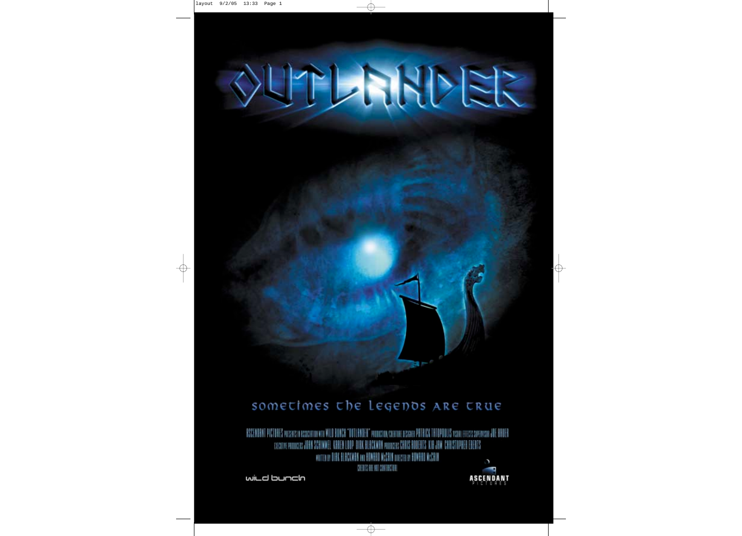# OUTLANDER

sometimes the legends are true

ASCENDANT PICTURES PRESENTS IN ASSOCIATION WITH WILD BUNCH "OUTLANDER" PRODUCTION/CREATURE DESIGNER PATRICK TATOPOULOS VISUAL EFFECTS SUPERVISOR JOE BAUER EXECUTIVE PRODUCERS JOHN SCHIMMEL KAREN LOOP DIRK BLACKMAN PRODUCERS CHRIS ROBERTS KIA JAM CHRISTOPHER EBERTS WRITTEN BY DIRK BLACKMAN AND HOWARD McCAIN DIRECTED BY HOWARD McCAIN

CREDITS ARE NOT CONTRACTUAL

wild bunch

ASCENDANT PICTURES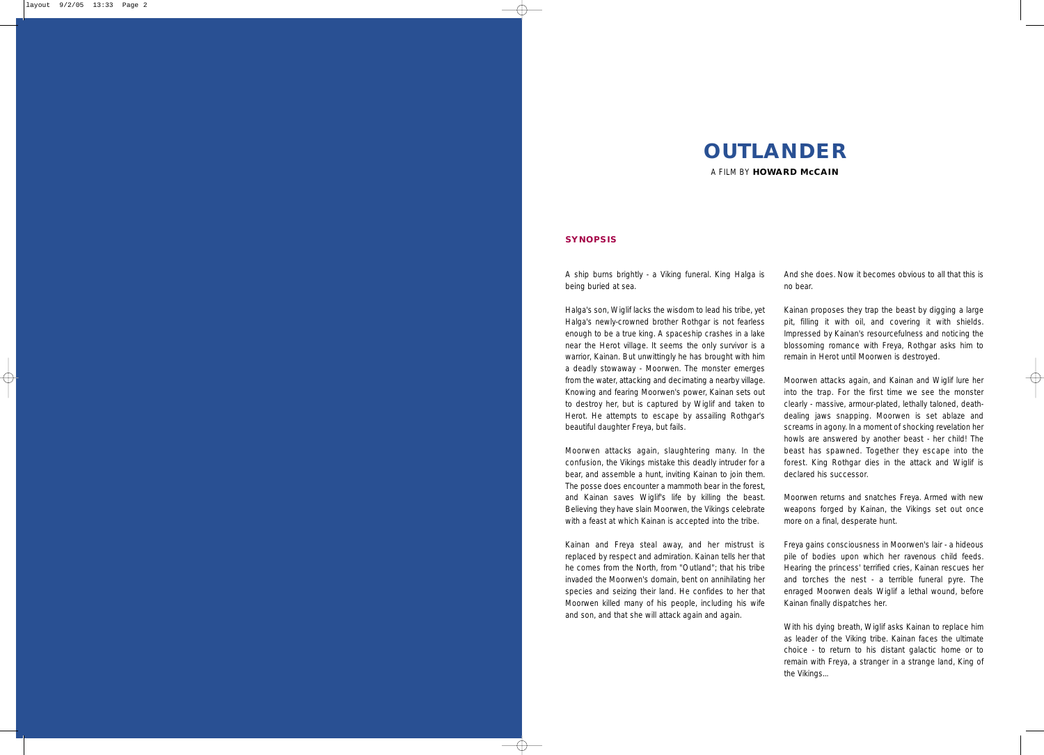# OUTLANDER

A FILM BY **HOWARD McCAIN**

## SYNOPSIS

A ship burns brightly - a Viking funeral. King Halga is being buried at sea.

Halga's son, Wiglif lacks the wisdom to lead his tribe, yet Halga's newly-crowned brother Rothgar is not fearless enough to be a true king. A spaceship crashes in a lake near the Herot village. It seems the only survivor is a warrior, Kainan. But unwittingly he has brought with him a deadly stowaway - Moorwen. The monster emerges from the water, attacking and decimating a nearby village. Knowing and fearing Moorwen's power, Kainan sets out to destroy her, but is captured by Wiglif and taken to Herot. He attempts to escape by assailing Rothgar's beautiful daughter Freya, but fails.

Moorwen attacks again, slaughtering many. In the confusion, the Vikings mistake this deadly intruder for a bear, and assemble a hunt, inviting Kainan to join them. The posse does encounter a mammoth bear in the forest, and Kainan saves Wiglif's life by killing the beast. Believing they have slain Moorwen, the Vikings celebrate with a feast at which Kainan is accepted into the tribe.

Kainan and Freya steal away, and her mistrust is replaced by respect and admiration. Kainan tells her that he comes from the North, from "Outland"; that his tribe invaded the Moorwen's domain, bent on annihilating her species and seizing their land. He confides to her that Moorwen killed many of his people, including his wife and son, and that she will attack again and again.

And she does. Now it becomes obvious to all that this is no bear.

Kainan proposes they trap the beast by digging a large pit, filling it with oil, and covering it with shields. Impressed by Kainan's resourcefulness and noticing the blossoming romance with Freya, Rothgar asks him to remain in Herot until Moorwen is destroyed.

Moorwen attacks again, and Kainan and Wiglif lure her into the trap. For the first time we see the monster clearly - massive, armour-plated, lethally taloned, death-dealing jaws snapping. Moorwen is set ablaze and screams in agony. In a moment of shocking revelation her howls are answered by another beast - her child! The beast has spawned. Together they escape into the forest. King Rothgar dies in the attack and Wiglif is declared his successor.

Moorwen returns and snatches Freya. Armed with new weapons forged by Kainan, the Vikings set out once more on a final, desperate hunt.

Freya gains consciousness in Moorwen's lair - a hideous pile of bodies upon which her ravenous child feeds. Hearing the princess' terrified cries, Kainan rescues her and torches the nest - a terrible funeral pyre. The enraged Moorwen deals Wiglif a lethal wound, before Kainan finally dispatches her.

With his dying breath, Wiglif asks Kainan to replace him as leader of the Viking tribe. Kainan faces the ultimate choice - to return to his distant galactic home or to remain with Freya, a stranger in a strange land, King of the Vikings...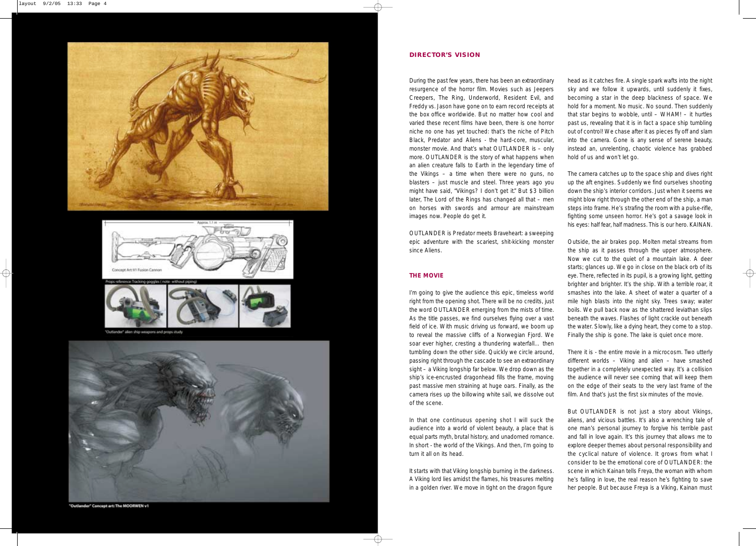Concept Art: V1 Fusion Cannon

Props reference: Tracking goggles ( note- without piping)

"Outlander" alien ship weapons and props study

"Outlander" Concept art: The MOORWEN v1

## DIRECTOR'S VISION

During the past few years, there has been an extraordinary resurgence of the horror film. Movies such as Jeepers Creepers, The Ring, Underworld, Resident Evil, and Freddy vs. Jason have gone on to earn record receipts at the box office worldwide. But no matter how cool and varied these recent films have been, there is one horror niche no one has yet touched: that's the niche of Pitch Black, Predator and Aliens - the hard-core, muscular, monster movie. And that's what OUTLANDER is – only more. OUTLANDER is the story of what happens when an alien creature falls to Earth in the legendary time of the Vikings – a time when there were no guns, no blasters – just muscle and steel. Three years ago you might have said, "Vikings? I don't get it." But $3 billion later, The Lord of the Rings has changed all that – men on horses with swords and armour are mainstream images now. People do get it.

OUTLANDER is Predator meets Braveheart: a sweeping epic adventure with the scariest, shit-kicking monster since Aliens.

## THE MOVIE

I'm going to give the audience this epic, timeless world right from the opening shot. There will be no credits, just the word OUTLANDER emerging from the mists of time. As the title passes, we find ourselves flying over a vast field of ice. With music driving us forward, we boom up to reveal the massive cliffs of a Norwegian Fjord. We soar ever higher, cresting a thundering waterfall... then tumbling down the other side. Quickly we circle around, passing right through the cascade to see an extraordinary sight – a Viking longship far below. We drop down as the ship's ice-encrusted dragonhead fills the frame, moving past massive men straining at huge oars. Finally, as the camera rises up the billowing white sail, we dissolve out of the scene.

In that one continuous opening shot I will suck the audience into a world of violent beauty, a place that is equal parts myth, brutal history, and unadorned romance. In short - the world of the Vikings. And then, I'm going to turn it all on its head.

It starts with that Viking longship burning in the darkness. A Viking lord lies amidst the flames, his treasures melting in a golden river. We move in tight on the dragon figure head as it catches fire. A single spark wafts into the night sky and we follow it upwards, until suddenly it fixes, becoming a star in the deep blackness of space. We hold for a moment. No music. No sound. Then suddenly that star begins to wobble, until – WHAM! – it hurtles past us, revealing that it is in fact a space ship tumbling out of control! We chase after it as pieces fly off and slam into the camera. Gone is any sense of serene beauty, instead an, unrelenting, chaotic violence has grabbed hold of us and won't let go.

The camera catches up to the space ship and dives right up the aft engines. Suddenly we find ourselves shooting down the ship's interior corridors. Just when it seems we might blow right through the other end of the ship, a man steps into frame. He's strafing the room with a pulse-rifle, fighting some unseen horror. He's got a savage look in his eyes: half fear, half madness. This is our hero. KAINAN.

Outside, the air brakes pop. Molten metal streams from the ship as it passes through the upper atmosphere. Now we cut to the quiet of a mountain lake. A deer starts; glances up. We go in close on the black orb of its eye. There, reflected in its pupil, is a growing light, getting brighter and brighter. It's the ship. With a terrible roar, it smashes into the lake. A sheet of water a quarter of a mile high blasts into the night sky. Trees sway; water boils. We pull back now as the shattered leviathan slips beneath the waves. Flashes of light crackle out beneath the water. Slowly, like a dying heart, they come to a stop. Finally the ship is gone. The lake is quiet once more.

There it is - the entire movie in a microcosm. Two utterly different worlds – Viking and alien – have smashed together in a completely unexpected way. It's a collision the audience will never see coming that will keep them on the edge of their seats to the very last frame of the film. And that's just the first six minutes of the movie.

But OUTLANDER is not just a story about Vikings, aliens, and vicious battles. It's also a wrenching tale of one man's personal journey to forgive his terrible past and fall in love again. It's this journey that allows me to explore deeper themes about personal responsibility and the cyclical nature of violence. It grows from what I consider to be the emotional core of OUTLANDER: the scene in which Kainan tells Freya, the woman with whom he's falling in love, the real reason he's fighting to save her people. But because Freya is a Viking, Kainan must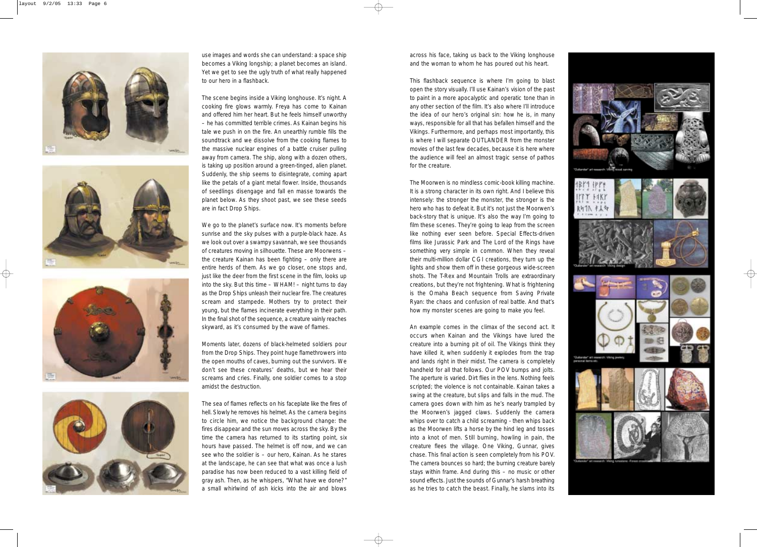use images and words she can understand: a space ship becomes a Viking longship; a planet becomes an island. Yet we get to see the ugly truth of what really happened to our hero in a flashback.

The scene begins inside a Viking longhouse. It's night. A cooking fire glows warmly. Freya has come to Kainan and offered him her heart. But he feels himself unworthy – he has committed terrible crimes. As Kainan begins his tale we push in on the fire. An unearthly rumble fills the soundtrack and we dissolve from the cooking flames to the massive nuclear engines of a battle cruiser pulling away from camera. The ship, along with a dozen others, is taking up position around a green-tinged, alien planet. Suddenly, the ship seems to disintegrate, coming apart like the petals of a giant metal flower. Inside, thousands of seedlings disengage and fall en masse towards the planet below. As they shoot past, we see these seeds are in fact Drop Ships.

We go to the planet's surface now. It's moments before sunrise and the sky pulses with a purple-black haze. As we look out over a swampy savannah, we see thousands of creatures moving in silhouette. These are Moorwens – the creature Kainan has been fighting – only there are entire herds of them. As we go closer, one stops and, just like the deer from the first scene in the film, looks up into the sky. But this time – WHAM! – night turns to day as the Drop Ships unleash their nuclear fire. The creatures scream and stampede. Mothers try to protect their young, but the flames incinerate everything in their path. In the final shot of the sequence, a creature vainly reaches skyward, as it's consumed by the wave of flames.

Moments later, dozens of black-helmeted soldiers pour from the Drop Ships. They point huge flamethrowers into the open mouths of caves, burning out the survivors. We don't see these creatures' deaths, but we hear their screams and cries. Finally, one soldier comes to a stop amidst the destruction.

The sea of flames reflects on his faceplate like the fires of hell. Slowly he removes his helmet. As the camera begins to circle him, we notice the background change: the fires disappear and the sun moves across the sky. By the time the camera has returned to its starting point, six hours have passed. The helmet is off now, and we can see who the soldier is – our hero, Kainan. As he stares at the landscape, he can see that what was once a lush paradise has now been reduced to a vast killing field of gray ash. Then, as he whispers, "What have we done?" a small whirlwind of ash kicks into the air and blows across his face, taking us back to the Viking longhouse and the woman to whom he has poured out his heart.

This flashback sequence is where I'm going to blast open the story visually. I'll use Kainan's vision of the past to paint in a more apocalyptic and operatic tone than in any other section of the film. It's also where I'll introduce the idea of our hero's original sin: how he is, in many ways, responsible for all that has befallen himself and the Vikings. Furthermore, and perhaps most importantly, this is where I will separate OUTLANDER from the monster movies of the last few decades, because it is here where the audience will feel an almost tragic sense of pathos for the creature.

The Moorwen is no mindless comic-book killing machine. It is a strong character in its own right. And I believe this intensely: the stronger the monster, the stronger is the hero who has to defeat it. But it's not just the Moorwen's back-story that is unique. It's also the way I'm going to film these scenes. They're going to leap from the screen like nothing ever seen before. Special Effects-driven films like Jurassic Park and The Lord of the Rings have something very simple in common. When they reveal their multi-million dollar CGI creations, they turn up the lights and show them off in these gorgeous wide-screen shots. The T-Rex and Mountain Trolls are extraordinary creations, but they're not frightening. What is frightening is the Omaha Beach sequence from Saving Private Ryan: the chaos and confusion of real battle. And that's how my monster scenes are going to make you feel.

An example comes in the climax of the second act. It occurs when Kainan and the Vikings have lured the creature into a burning pit of oil. The Vikings think they have killed it, when suddenly it explodes from the trap and lands right in their midst. The camera is completely handheld for all that follows. Our POV bumps and jolts. The aperture is varied. Dirt flies in the lens. Nothing feels scripted; the violence is not containable. Kainan takes a swing at the creature, but slips and falls in the mud. The camera goes down with him as he's nearly trampled by the Moorwen's jagged claws. Suddenly the camera whips over to catch a child screaming - then whips back as the Moorwen lifts a horse by the hind leg and tosses into a knot of men. Still burning, howling in pain, the creature flees the village. One Viking, Gunnar, gives chase. This final action is seen completely from his POV. The camera bounces so hard; the burning creature barely stays within frame. And during this – no music or other sound effects. Just the sounds of Gunnar's harsh breathing as he tries to catch the beast. Finally, he slams into its

"Outlander" art research: Viking wood carving

"Outlander" art research: Viking design

"Outlander" art research: Viking jewelry, personal items etc.

"Outlander" art research: Viking runestones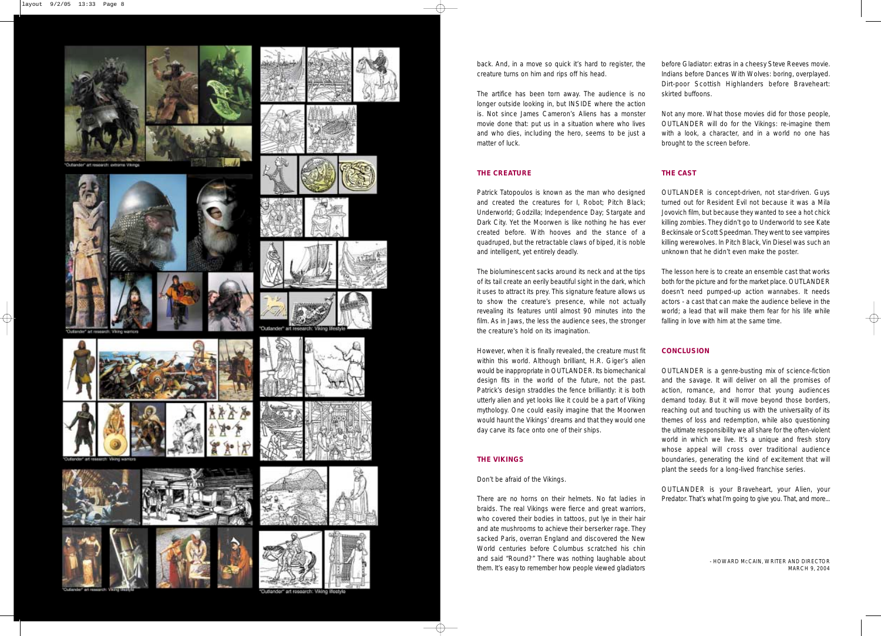"Outlander" art research: extreme Vikings

"Outlander" art research: Viking warriors

"Outlander" art research: Viking lifestyle

"Outlander" art research: Viking warriors

"Outlander" art research: Viking lifestyle

"Outlander" art research: Viking lifestyle

back. And, in a move so quick it's hard to register, the creature turns on him and rips off his head.

The artifice has been torn away. The audience is no longer outside looking in, but INSIDE where the action is. Not since James Cameron's Aliens has a monster movie done that: put us in a situation where who lives and who dies, including the hero, seems to be just a matter of luck.

## THE CREATURE

Patrick Tatopoulos is known as the man who designed and created the creatures for I, Robot; Pitch Black; Underworld; Godzilla; Independence Day; Stargate and Dark City. Yet the Moorwen is like nothing he has ever created before. With hooves and the stance of a quadruped, but the retractable claws of biped, it is noble and intelligent, yet entirely deadly.

The bioluminescent sacks around its neck and at the tips of its tail create an eerily beautiful sight in the dark, which it uses to attract its prey. This signature feature allows us to show the creature's presence, while not actually revealing its features until almost 90 minutes into the film. As in Jaws, the less the audience sees, the stronger the creature's hold on its imagination.

However, when it is finally revealed, the creature must fit within this world. Although brilliant, H.R. Giger's alien would be inappropriate in OUTLANDER. Its biomechanical design fits in the world of the future, not the past. Patrick's design straddles the fence brilliantly: it is both utterly alien and yet looks like it could be a part of Viking mythology. One could easily imagine that the Moorwen would haunt the Vikings' dreams and that they would one day carve its face onto one of their ships.

## THE VIKINGS

Don't be afraid of the Vikings.

There are no horns on their helmets. No fat ladies in braids. The real Vikings were fierce and great warriors, who covered their bodies in tattoos, put lye in their hair and ate mushrooms to achieve their berserker rage. They sacked Paris, overran England and discovered the New World centuries before Columbus scratched his chin and said "Round?" There was nothing laughable about them. It's easy to remember how people viewed gladiators before Gladiator: extras in a cheesy Steve Reeves movie. Indians before Dances With Wolves: boring, overplayed. Dirt-poor Scottish Highlanders before Braveheart: skirted buffoons.

Not any more. What those movies did for those people, OUTLANDER will do for the Vikings: re-imagine them with a look, a character, and in a world no one has brought to the screen before.

## THE CAST

OUTLANDER is concept-driven, not star-driven. Guys turned out for Resident Evil not because it was a Mila Jovovich film, but because they wanted to see a hot chick killing zombies. They didn't go to Underworld to see Kate Beckinsale or Scott Speedman. They went to see vampires killing werewolves. In Pitch Black, Vin Diesel was such an unknown that he didn't even make the poster.

The lesson here is to create an ensemble cast that works both for the picture and for the market place. OUTLANDER doesn't need pumped-up action wannabes. It needs actors - a cast that can make the audience believe in the world; a lead that will make them fear for his life while falling in love with him at the same time.

## CONCLUSION

OUTLANDER is a genre-busting mix of science-fiction and the savage. It will deliver on all the promises of action, romance, and horror that young audiences demand today. But it will move beyond those borders, reaching out and touching us with the universality of its themes of loss and redemption, while also questioning the ultimate responsibility we all share for the often-violent world in which we live. It's a unique and fresh story whose appeal will cross over traditional audience boundaries, generating the kind of excitement that will plant the seeds for a long-lived franchise series.

OUTLANDER is your Braveheart, your Alien, your Predator. That's what I'm going to give you. That, and more...

- HOWARD McCAIN, WRITER AND DIRECTOR
MARCH 9, 2004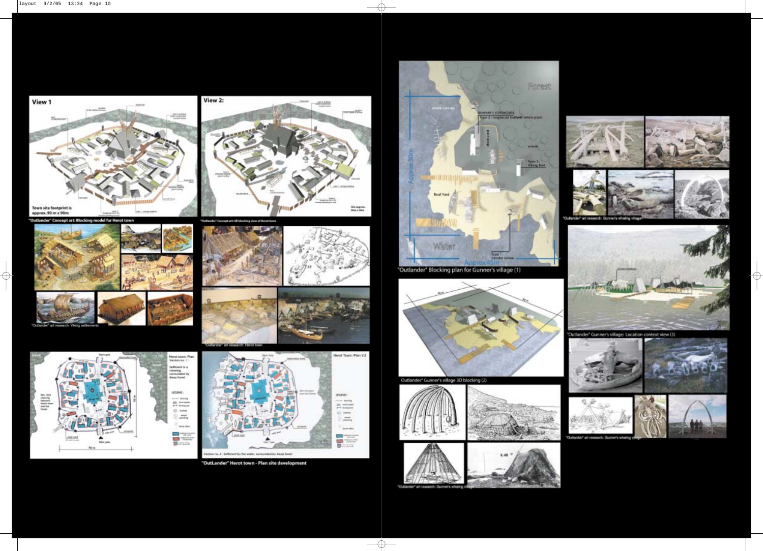View 1

Town site footprint is approx. 90 m x 90m

"Outlander" Concept art: Blocking model for Herot town

View 2:

"Outlander" Concept art: 3D blocking view of Herot town

"Outlander" art research: Viking settlements

"Outlander" art research: Herot town

Herot town: Plan Version no. 1 :

Settlement is a clearing surrounded by deep forest

Herot Town: Plan V.2

Version no. 2 : Settlement by the water surrounded by deep forest

"OutLander" Herot town - Plan site development

Forest

GUNNAR'S LONGHOUSE
Type 2 : longhouse built with whale parts

Water

Approx.50m

Approx.45m

Boat Yard

"Outlander" Blocking plan for Gunner's village (1)

"Outlander" art research: Gunner's whaling village

"Outlander" Gunner's village: Location context view (3)

Outlander" Gunner's village 3D blocking (2)

"Outlander" art research: Gunner's whaling village

"Outlander" art research: Gunner's whaling village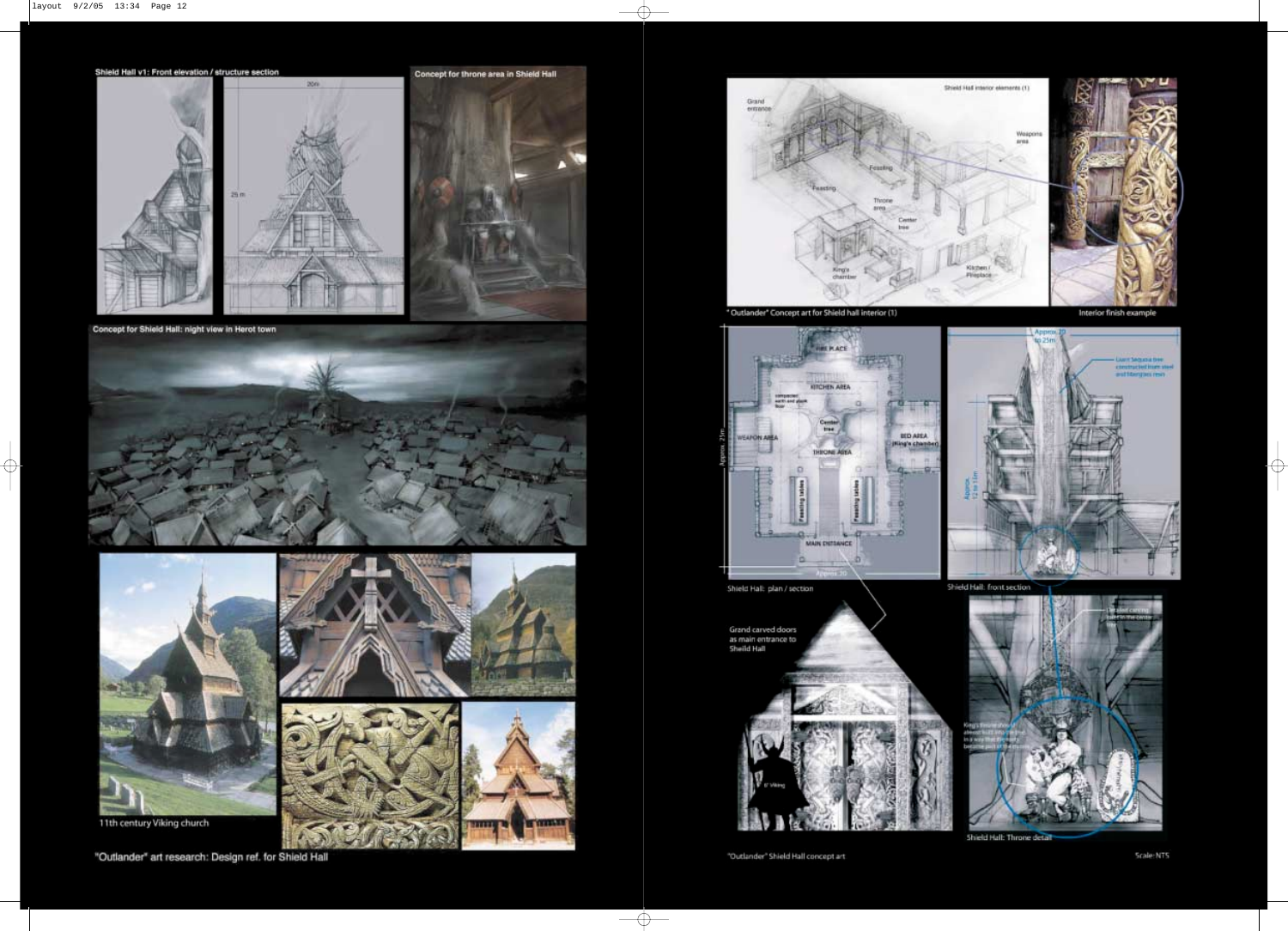Shield Hall v1: Front elevation / structure section

20m

25 m

Concept for throne area in Shield Hall

Concept for Shield Hall: night view in Herot town

11th century Viking church

"Outlander" art research: Design ref. for Shield Hall

Shield Hall interior elements (1)

Grand entrance

Weapons area

Feasting

Feasting

Throne area

Center tree

King's chamber

Kitchen / Fireplace

"Outlander" Concept art for Shield hall interior (1)

Interior finish example

FIRE PLACE

KITCHEN AREA

compacted earth and plank floor

Center tree

WEAPON AREA

BED AREA (King's chamber)

THRONE AREA

Feasting tables

Feasting tables

MAIN ENTRANCE

Approx. 25m

Approx. 20

Shield Hall: plan / section

Approx. 20 to 25m

Giant Sequoia tree constructed from steel and fiberglass resin

Approx. 12 to 15m

Shield Hall: front section

Grand carved doors as main entrance to Sheild Hall

6' Viking

Detailed carving over in the centre tree

King's throne should almost built into the tree in a way that the throne become part of the trunk

Shield Hall: Throne detail

"Outlander" Shield Hall concept art

Scale: NTS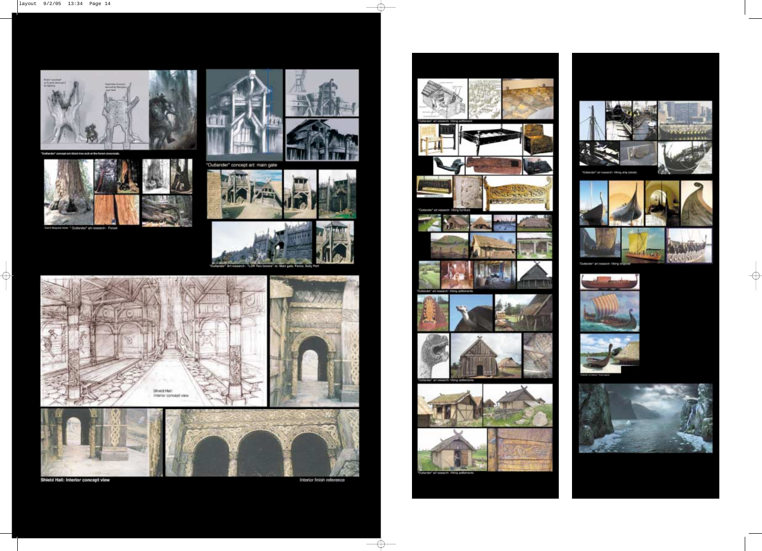"Outlander" concept art: Giant tree arch at the forest crossroads.

Giant Sequoia trees "Outlander" art research - Forest

"Outlander" concept art: main gate

"Outlander" Art research - "LOR Two towers" re: Main gate, Fence, Sally Port

Shield Hall: Interior concept view

Interior finish reference

"Outlander" art research: Viking settlement

"Outlander" art research: Viking furniture

"Outlander" art research: Viking settlements

"Outlander" art research: Viking settlements

"Outlander" art research: Viking settlements

"Outlander" art research: Viking ship (detail)

"Outlander" art research: Viking original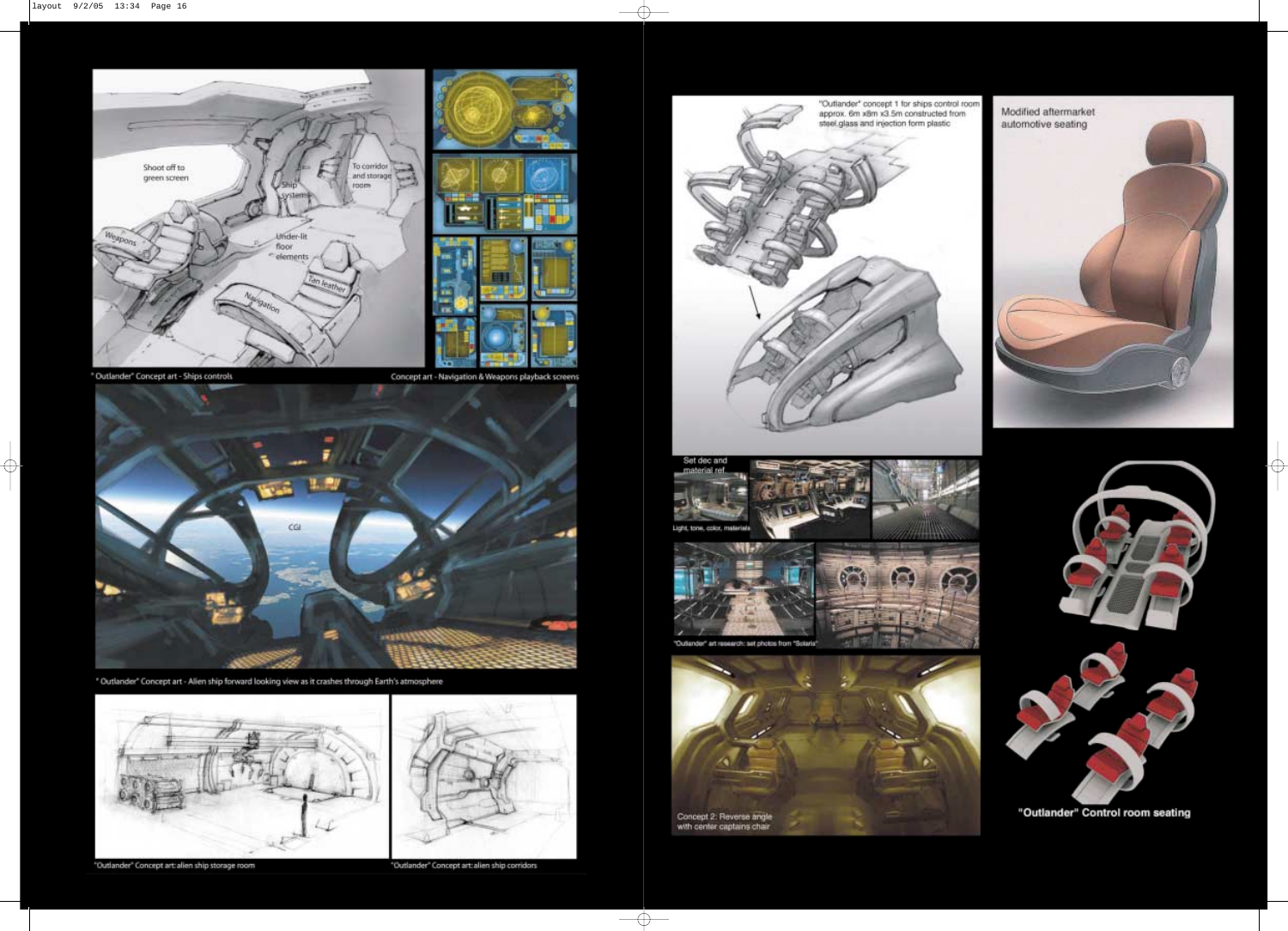Shoot off to green screen

Ship systems

To corridor and storage room

Weapons

Under-lit floor elements

Tan leather

Navigation

"Outlander" Concept art - Ships controls

Concept art - Navigation & Weapons playback screens

CGI

"Outlander" Concept art - Alien ship forward looking view as it crashes through Earth's atmosphere

"Outlander" Concept art: alien ship storage room

"Outlander" Concept art: alien ship corridors

"Outlander" concept 1 for ships control room approx. 6m x8m x3.5m constructed from steel,glass and injection form plastic

Modified aftermarket automotive seating

Set dec and material ref.

Light, tone, color, materials

"Outlander" art research: set photos from "Solaris"

Concept 2: Reverse angle with center captains chair

"Outlander" Control room seating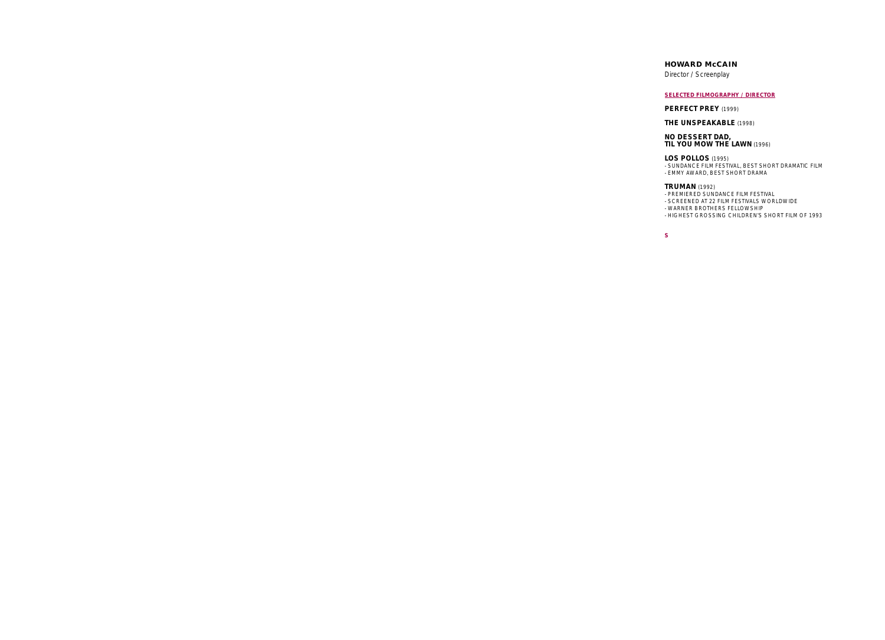**HOWARD McCAIN**

Director / Screenplay

**SELECTED FILMOGRAPHY / DIRECTOR**

**PERFECT PREY** (1999)

**THE UNSPEAKABLE** (1998)

**NO DESSERT DAD,**
**TIL YOU MOW THE LAWN** (1996)

**LOS POLLOS** (1995)
- SUNDANCE FILM FESTIVAL, BEST SHORT DRAMATIC FILM
- EMMY AWARD, BEST SHORT DRAMA

**TRUMAN** (1992)
- PREMIERED SUNDANCE FILM FESTIVAL
- SCREENED AT 22 FILM FESTIVALS WORLDWIDE
- WARNER BROTHERS FELLOWSHIP
- HIGHEST GROSSING CHILDREN'S SHORT FILM OF 1993

**S**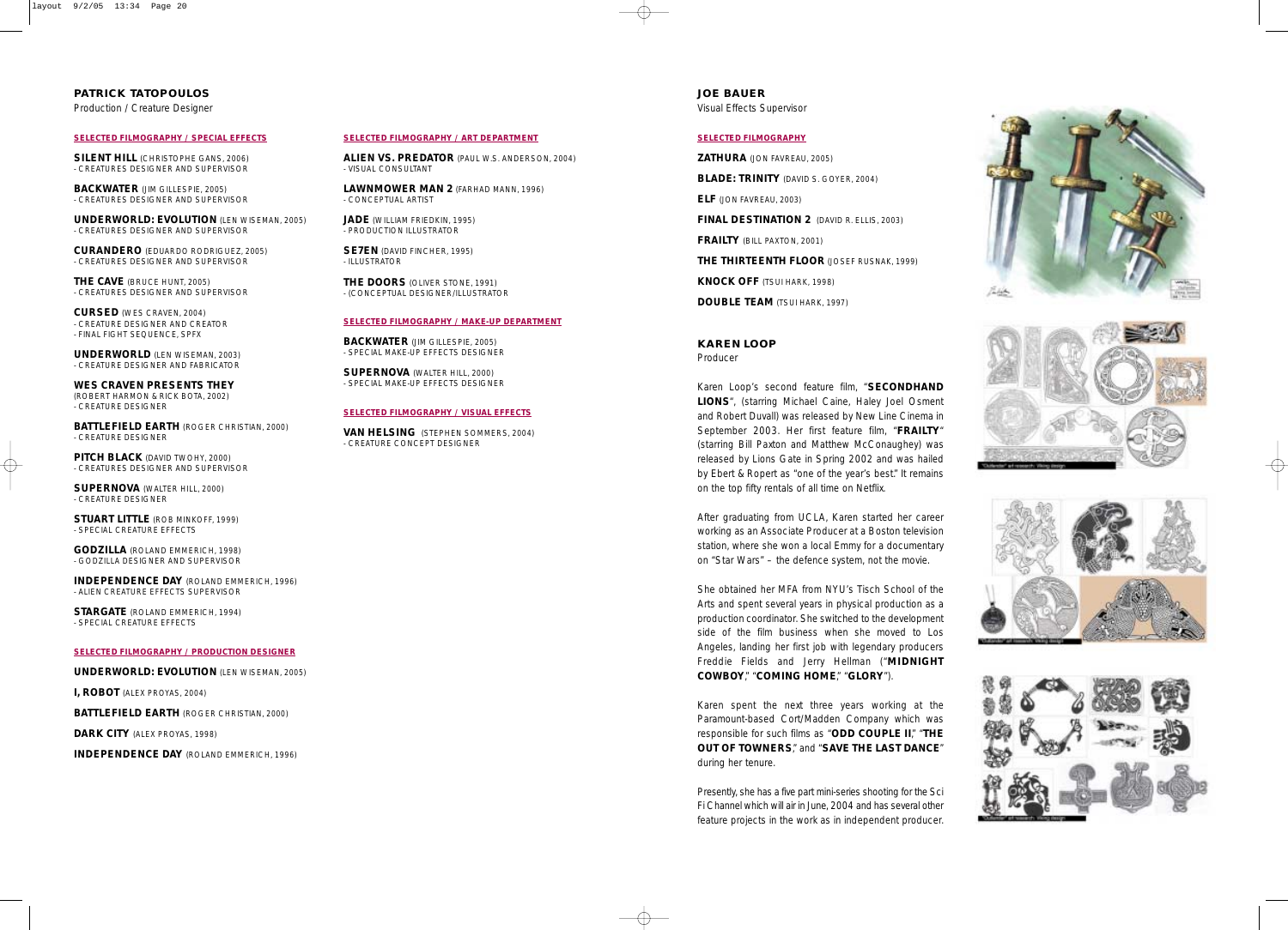## PATRICK TATOPOULOS

Production / Creature Designer

**SELECTED FILMOGRAPHY / SPECIAL EFFECTS**

**SILENT HILL** (CHRISTOPHE GANS, 2006)
- CREATURES DESIGNER AND SUPERVISOR

**BACKWATER** (JIM GILLESPIE, 2005)
- CREATURES DESIGNER AND SUPERVISOR

**UNDERWORLD: EVOLUTION** (LEN WISEMAN, 2005)
- CREATURES DESIGNER AND SUPERVISOR

**CURANDERO** (EDUARDO RODRIGUEZ, 2005)
- CREATURES DESIGNER AND SUPERVISOR

**THE CAVE** (BRUCE HUNT, 2005)
- CREATURES DESIGNER AND SUPERVISOR

**CURSED** (WES CRAVEN, 2004)
- CREATURE DESIGNER AND CREATOR
- FINAL FIGHT SEQUENCE, SPFX

**UNDERWORLD** (LEN WISEMAN, 2003)
- CREATURE DESIGNER AND FABRICATOR

**WES CRAVEN PRESENTS THEY** (ROBERT HARMON & RICK BOTA, 2002)
- CREATURE DESIGNER

**BATTLEFIELD EARTH** (ROGER CHRISTIAN, 2000)
- CREATURE DESIGNER

**PITCH BLACK** (DAVID TWOHY, 2000)
- CREATURES DESIGNER AND SUPERVISOR

**SUPERNOVA** (WALTER HILL, 2000)
- CREATURE DESIGNER

**STUART LITTLE** (ROB MINKOFF, 1999)
- SPECIAL CREATURE EFFECTS

**GODZILLA** (ROLAND EMMERICH, 1998)
- GODZILLA DESIGNER AND SUPERVISOR

**INDEPENDENCE DAY** (ROLAND EMMERICH, 1996)
- ALIEN CREATURE EFFECTS SUPERVISOR

**STARGATE** (ROLAND EMMERICH, 1994)
- SPECIAL CREATURE EFFECTS

**SELECTED FILMOGRAPHY / PRODUCTION DESIGNER**

**UNDERWORLD: EVOLUTION** (LEN WISEMAN, 2005)

**I, ROBOT** (ALEX PROYAS, 2004)

**BATTLEFIELD EARTH** (ROGER CHRISTIAN, 2000)

**DARK CITY** (ALEX PROYAS, 1998)

**INDEPENDENCE DAY** (ROLAND EMMERICH, 1996)

**SELECTED FILMOGRAPHY / ART DEPARTMENT**

**ALIEN VS. PREDATOR** (PAUL W.S. ANDERSON, 2004)
- VISUAL CONSULTANT

**LAWNMOWER MAN 2** (FARHAD MANN, 1996)
- CONCEPTUAL ARTIST

**JADE** (WILLIAM FRIEDKIN, 1995)
- PRODUCTION ILLUSTRATOR

**SE7EN** (DAVID FINCHER, 1995)
- ILLUSTRATOR

**THE DOORS** (OLIVER STONE, 1991)
- (CONCEPTUAL DESIGNER/ILLUSTRATOR

**SELECTED FILMOGRAPHY / MAKE-UP DEPARTMENT**

**BACKWATER** (JIM GILLESPIE, 2005)
- SPECIAL MAKE-UP EFFECTS DESIGNER

**SUPERNOVA** (WALTER HILL, 2000)
- SPECIAL MAKE-UP EFFECTS DESIGNER

**SELECTED FILMOGRAPHY / VISUAL EFFECTS**

**VAN HELSING** (STEPHEN SOMMERS, 2004)
- CREATURE CONCEPT DESIGNER

## JOE BAUER

Visual Effects Supervisor

**SELECTED FILMOGRAPHY**

**ZATHURA** (JON FAVREAU, 2005)

**BLADE: TRINITY** (DAVID S. GOYER, 2004)

**ELF** (JON FAVREAU, 2003)

**FINAL DESTINATION 2** (DAVID R. ELLIS, 2003)

**FRAILTY** (BILL PAXTON, 2001)

**THE THIRTEENTH FLOOR** (JOSEF RUSNAK, 1999)

**KNOCK OFF** (TSUI HARK, 1998)

**DOUBLE TEAM** (TSUI HARK, 1997)

## KAREN LOOP

Producer

Karen Loop's second feature film, "**SECONDHAND LIONS**", (starring Michael Caine, Haley Joel Osment and Robert Duvall) was released by New Line Cinema in September 2003. Her first feature film, "**FRAILTY**" (starring Bill Paxton and Matthew McConaughey) was released by Lions Gate in Spring 2002 and was hailed by Ebert & Ropert as "one of the year's best." It remains on the top fifty rentals of all time on Netflix.

After graduating from UCLA, Karen started her career working as an Associate Producer at a Boston television station, where she won a local Emmy for a documentary on "Star Wars" – the defence system, not the movie.

She obtained her MFA from NYU's Tisch School of the Arts and spent several years in physical production as a production coordinator. She switched to the development side of the film business when she moved to Los Angeles, landing her first job with legendary producers Freddie Fields and Jerry Hellman ("**MIDNIGHT COWBOY**," "**COMING HOME**," "**GLORY**").

Karen spent the next three years working at the Paramount-based Cort/Madden Company which was responsible for such films as "**ODD COUPLE II**," "**THE OUT OF TOWNERS**," and "**SAVE THE LAST DANCE**" during her tenure.

Presently, she has a five part mini-series shooting for the Sci Fi Channel which will air in June, 2004 and has several other feature projects in the work as in independent producer.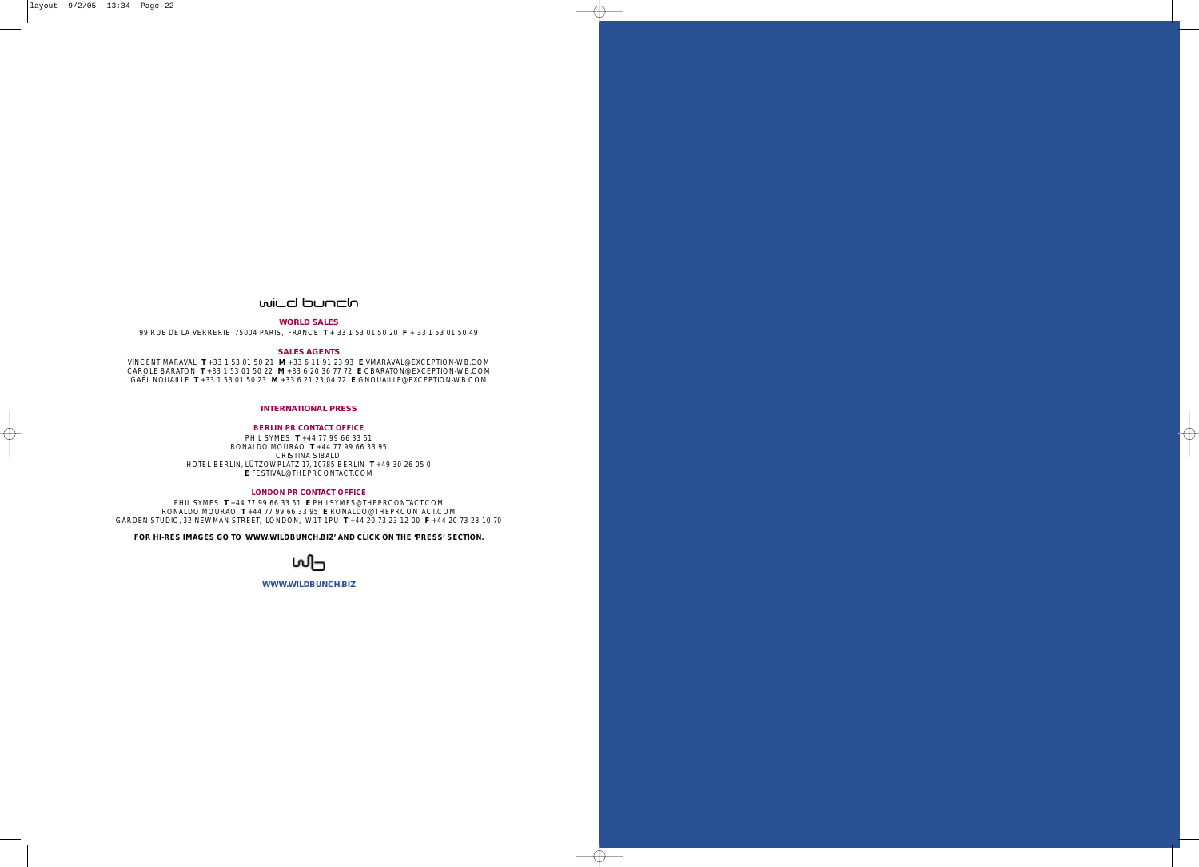wild bunch

**WORLD SALES**

99 RUE DE LA VERRERIE 75004 PARIS, FRANCE **T** + 33 1 53 01 50 20 **F** + 33 1 53 01 50 49

**SALES AGENTS**

VINCENT MARAVAL **T** +33 1 53 01 50 21 **M** +33 6 11 91 23 93 **E** VMARAVAL@EXCEPTION-WB.COM
CAROLE BARATON **T** +33 1 53 01 50 22 **M** +33 6 20 36 77 72 **E** CBARATON@EXCEPTION-WB.COM
GAËL NOUAILLE **T** +33 1 53 01 50 23 **M** +33 6 21 23 04 72 **E** GNOUAILLE@EXCEPTION-WB.COM

**INTERNATIONAL PRESS**

**BERLIN PR CONTACT OFFICE**

PHIL SYMES **T** +44 77 99 66 33 51
RONALDO MOURAO **T** +44 77 99 66 33 95
CRISTINA SIBALDI
HOTEL BERLIN, LÜTZOWPLATZ 17, 10785 BERLIN **T** +49 30 26 05-0
**E** FESTIVAL@THEPRCONTACT.COM

**LONDON PR CONTACT OFFICE**

PHIL SYMES **T** +44 77 99 66 33 51 **E** PHILSYMES@THEPRCONTACT.COM
RONALDO MOURAO **T** +44 77 99 66 33 95 **E** RONALDO@THEPRCONTACT.COM
GARDEN STUDIO, 32 NEWMAN STREET, LONDON, W1T 1PU **T** +44 20 73 23 12 00 **F** +44 20 73 23 10 70

**FOR HI-RES IMAGES GO TO 'WWW.WILDBUNCH.BIZ' AND CLICK ON THE 'PRESS' SECTION.**

wb

**WWW.WILDBUNCH.BIZ**